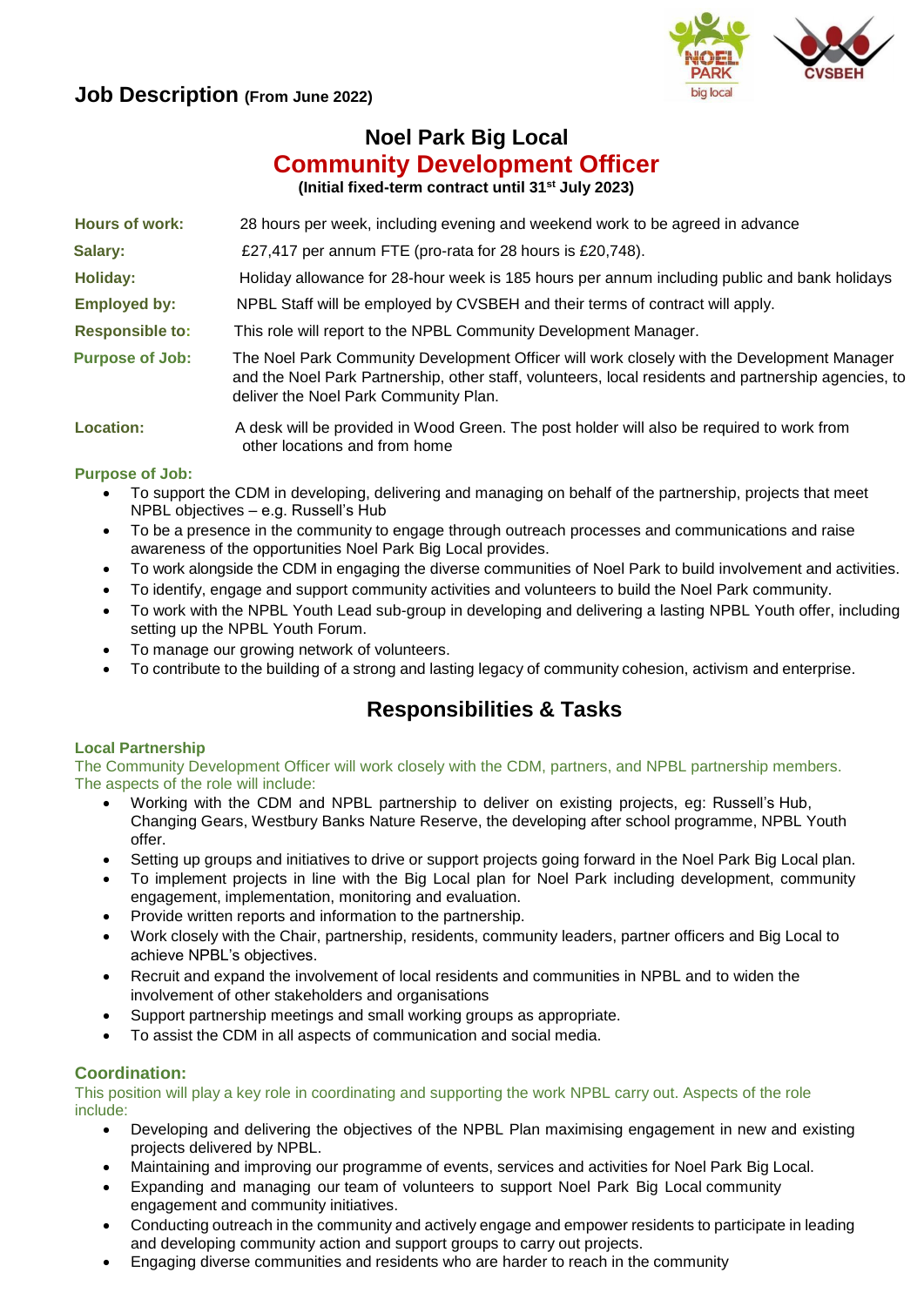## Job Description (From June 2022)

# Noel Park Big Local
# Community Development Officer

**(Initial fixed-term contract until 31st July 2023)**

**Hours of work:** 28 hours per week, including evening and weekend work to be agreed in advance

**Salary:** £27,417 per annum FTE (pro-rata for 28 hours is £20,748).

**Holiday:** Holiday allowance for 28-hour week is 185 hours per annum including public and bank holidays

**Employed by:** NPBL Staff will be employed by CVSBEH and their terms of contract will apply.

**Responsible to:** This role will report to the NPBL Community Development Manager.

**Purpose of Job:** The Noel Park Community Development Officer will work closely with the Development Manager and the Noel Park Partnership, other staff, volunteers, local residents and partnership agencies, to deliver the Noel Park Community Plan.

**Location:** A desk will be provided in Wood Green. The post holder will also be required to work from other locations and from home

**Purpose of Job:**

- To support the CDM in developing, delivering and managing on behalf of the partnership, projects that meet NPBL objectives – e.g. Russell's Hub
- To be a presence in the community to engage through outreach processes and communications and raise awareness of the opportunities Noel Park Big Local provides.
- To work alongside the CDM in engaging the diverse communities of Noel Park to build involvement and activities.
- To identify, engage and support community activities and volunteers to build the Noel Park community.
- To work with the NPBL Youth Lead sub-group in developing and delivering a lasting NPBL Youth offer, including setting up the NPBL Youth Forum.
- To manage our growing network of volunteers.
- To contribute to the building of a strong and lasting legacy of community cohesion, activism and enterprise.

## Responsibilities & Tasks

### Local Partnership

The Community Development Officer will work closely with the CDM, partners, and NPBL partnership members. The aspects of the role will include:

- Working with the CDM and NPBL partnership to deliver on existing projects, eg: Russell's Hub, Changing Gears, Westbury Banks Nature Reserve, the developing after school programme, NPBL Youth offer.
- Setting up groups and initiatives to drive or support projects going forward in the Noel Park Big Local plan.
- To implement projects in line with the Big Local plan for Noel Park including development, community engagement, implementation, monitoring and evaluation.
- Provide written reports and information to the partnership.
- Work closely with the Chair, partnership, residents, community leaders, partner officers and Big Local to achieve NPBL's objectives.
- Recruit and expand the involvement of local residents and communities in NPBL and to widen the involvement of other stakeholders and organisations
- Support partnership meetings and small working groups as appropriate.
- To assist the CDM in all aspects of communication and social media.

### Coordination:

This position will play a key role in coordinating and supporting the work NPBL carry out. Aspects of the role include:

- Developing and delivering the objectives of the NPBL Plan maximising engagement in new and existing projects delivered by NPBL.
- Maintaining and improving our programme of events, services and activities for Noel Park Big Local.
- Expanding and managing our team of volunteers to support Noel Park Big Local community engagement and community initiatives.
- Conducting outreach in the community and actively engage and empower residents to participate in leading and developing community action and support groups to carry out projects.
- Engaging diverse communities and residents who are harder to reach in the community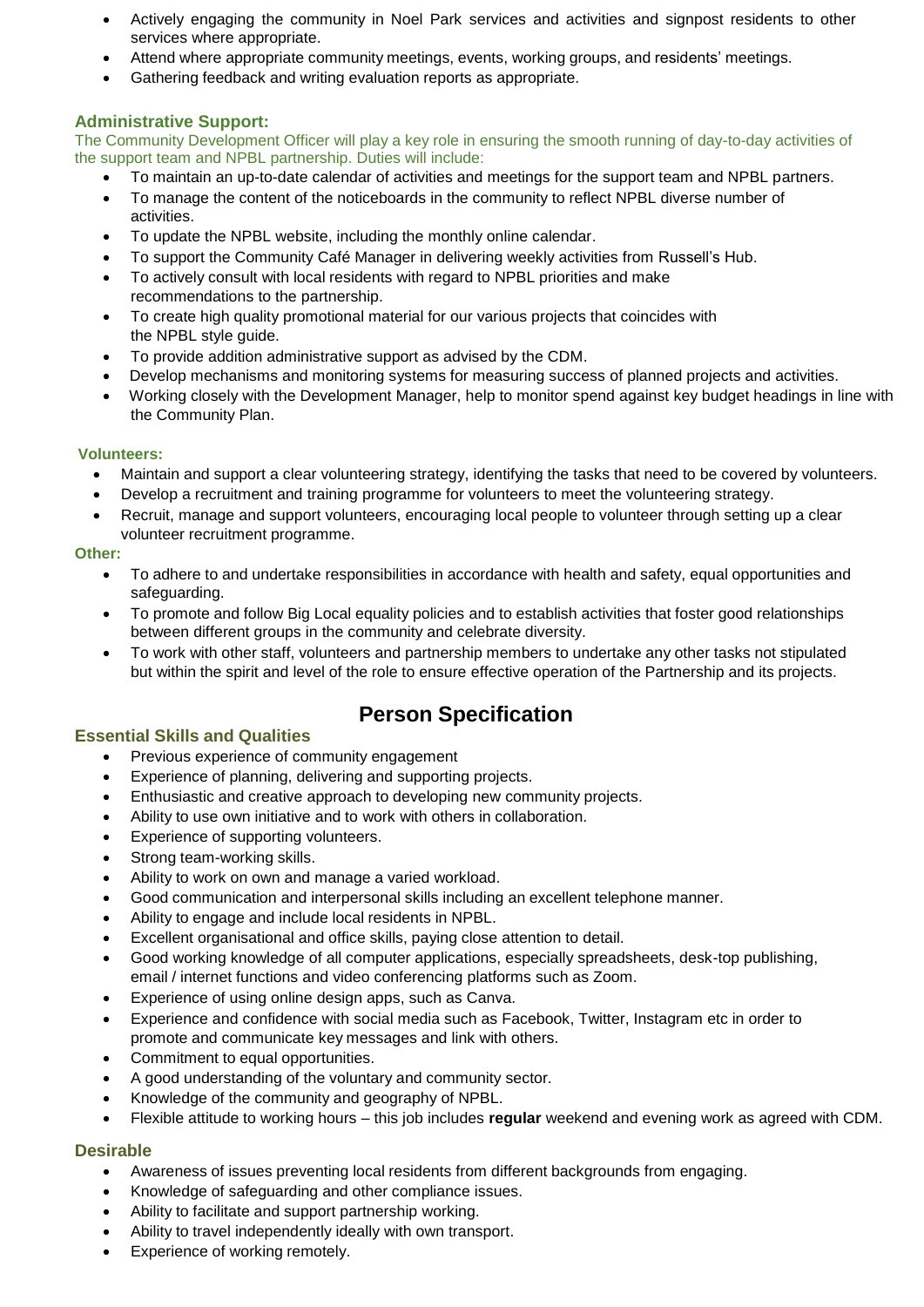- Actively engaging the community in Noel Park services and activities and signpost residents to other services where appropriate.
- Attend where appropriate community meetings, events, working groups, and residents' meetings.
- Gathering feedback and writing evaluation reports as appropriate.

### Administrative Support:

The Community Development Officer will play a key role in ensuring the smooth running of day-to-day activities of the support team and NPBL partnership. Duties will include:

- To maintain an up-to-date calendar of activities and meetings for the support team and NPBL partners.
- To manage the content of the noticeboards in the community to reflect NPBL diverse number of activities.
- To update the NPBL website, including the monthly online calendar.
- To support the Community Café Manager in delivering weekly activities from Russell's Hub.
- To actively consult with local residents with regard to NPBL priorities and make recommendations to the partnership.
- To create high quality promotional material for our various projects that coincides with the NPBL style guide.
- To provide addition administrative support as advised by the CDM.
- Develop mechanisms and monitoring systems for measuring success of planned projects and activities.
- Working closely with the Development Manager, help to monitor spend against key budget headings in line with the Community Plan.

### Volunteers:

- Maintain and support a clear volunteering strategy, identifying the tasks that need to be covered by volunteers.
- Develop a recruitment and training programme for volunteers to meet the volunteering strategy.
- Recruit, manage and support volunteers, encouraging local people to volunteer through setting up a clear volunteer recruitment programme.

### Other:

- To adhere to and undertake responsibilities in accordance with health and safety, equal opportunities and safeguarding.
- To promote and follow Big Local equality policies and to establish activities that foster good relationships between different groups in the community and celebrate diversity.
- To work with other staff, volunteers and partnership members to undertake any other tasks not stipulated but within the spirit and level of the role to ensure effective operation of the Partnership and its projects.

## Person Specification

### Essential Skills and Qualities

- Previous experience of community engagement
- Experience of planning, delivering and supporting projects.
- Enthusiastic and creative approach to developing new community projects.
- Ability to use own initiative and to work with others in collaboration.
- Experience of supporting volunteers.
- Strong team-working skills.
- Ability to work on own and manage a varied workload.
- Good communication and interpersonal skills including an excellent telephone manner.
- Ability to engage and include local residents in NPBL.
- Excellent organisational and office skills, paying close attention to detail.
- Good working knowledge of all computer applications, especially spreadsheets, desk-top publishing, email / internet functions and video conferencing platforms such as Zoom.
- Experience of using online design apps, such as Canva.
- Experience and confidence with social media such as Facebook, Twitter, Instagram etc in order to promote and communicate key messages and link with others.
- Commitment to equal opportunities.
- A good understanding of the voluntary and community sector.
- Knowledge of the community and geography of NPBL.
- Flexible attitude to working hours – this job includes **regular** weekend and evening work as agreed with CDM.

### Desirable

- Awareness of issues preventing local residents from different backgrounds from engaging.
- Knowledge of safeguarding and other compliance issues.
- Ability to facilitate and support partnership working.
- Ability to travel independently ideally with own transport.
- Experience of working remotely.